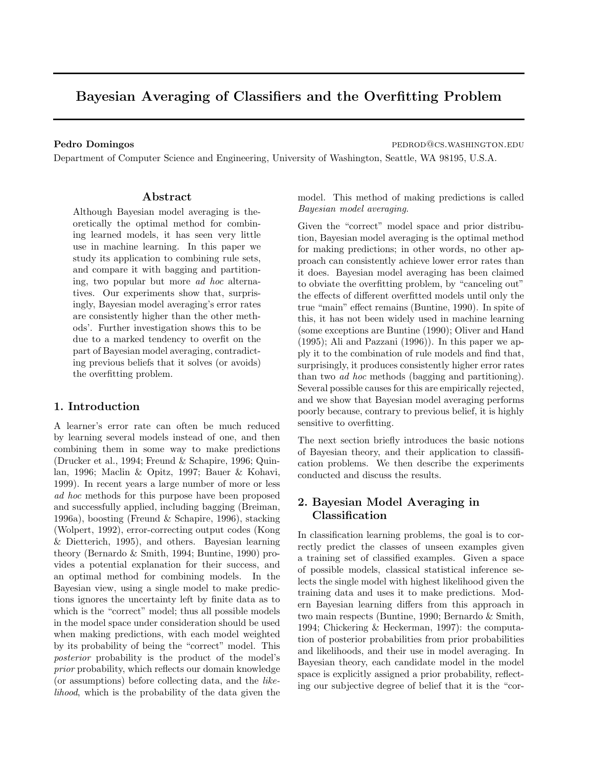# Bayesian Averaging of Classifiers and the Overfitting Problem

**Pedro Domingos** PEDROD@CS.WASHINGTON.EDU

Department of Computer Science and Engineering, University of Washington, Seattle, WA 98195, U.S.A.

## Abstract

Although Bayesian model averaging is theoretically the optimal method for combining learned models, it has seen very little use in machine learning. In this paper we study its application to combining rule sets, and compare it with bagging and partitioning, two popular but more *ad hoc* alternatives. Our experiments show that, surprisingly, Bayesian model averaging's error rates are consistently higher than the other methods'. Further investigation shows this to be due to a marked tendency to overfit on the part of Bayesian model averaging, contradicting previous beliefs that it solves (or avoids) the overfitting problem.

## 1. Introduction

A learner's error rate can often be much reduced by learning several models instead of one, and then combining them in some way to make predictions (Drucker et al., 1994; Freund & Schapire, 1996; Quinlan, 1996; Maclin & Opitz, 1997; Bauer & Kohavi, 1999). In recent years a large number of more or less *ad hoc* methods for this purpose have been proposed and successfully applied, including bagging (Breiman, 1996a), boosting (Freund & Schapire, 1996), stacking (Wolpert, 1992), error-correcting output codes (Kong & Dietterich, 1995), and others. Bayesian learning theory (Bernardo & Smith, 1994; Buntine, 1990) provides a potential explanation for their success, and an optimal method for combining models. In the Bayesian view, using a single model to make predictions ignores the uncertainty left by finite data as to which is the "correct" model; thus all possible models in the model space under consideration should be used when making predictions, with each model weighted by its probability of being the "correct" model. This *posterior* probability is the product of the model's *prior* probability, which reflects our domain knowledge (or assumptions) before collecting data, and the *likelihood*, which is the probability of the data given the model. This method of making predictions is called *Bayesian model averaging*.

Given the "correct" model space and prior distribution, Bayesian model averaging is the optimal method for making predictions; in other words, no other approach can consistently achieve lower error rates than it does. Bayesian model averaging has been claimed to obviate the overfitting problem, by "canceling out" the effects of different overfitted models until only the true "main" effect remains (Buntine, 1990). In spite of this, it has not been widely used in machine learning (some exceptions are Buntine (1990); Oliver and Hand (1995); Ali and Pazzani (1996)). In this paper we apply it to the combination of rule models and find that, surprisingly, it produces consistently higher error rates than two *ad hoc* methods (bagging and partitioning). Several possible causes for this are empirically rejected, and we show that Bayesian model averaging performs poorly because, contrary to previous belief, it is highly sensitive to overfitting.

The next section briefly introduces the basic notions of Bayesian theory, and their application to classification problems. We then describe the experiments conducted and discuss the results.

## 2. Bayesian Model Averaging in Classification

In classification learning problems, the goal is to correctly predict the classes of unseen examples given a training set of classified examples. Given a space of possible models, classical statistical inference selects the single model with highest likelihood given the training data and uses it to make predictions. Modern Bayesian learning differs from this approach in two main respects (Buntine, 1990; Bernardo & Smith, 1994; Chickering & Heckerman, 1997): the computation of posterior probabilities from prior probabilities and likelihoods, and their use in model averaging. In Bayesian theory, each candidate model in the model space is explicitly assigned a prior probability, reflecting our subjective degree of belief that it is the "cor-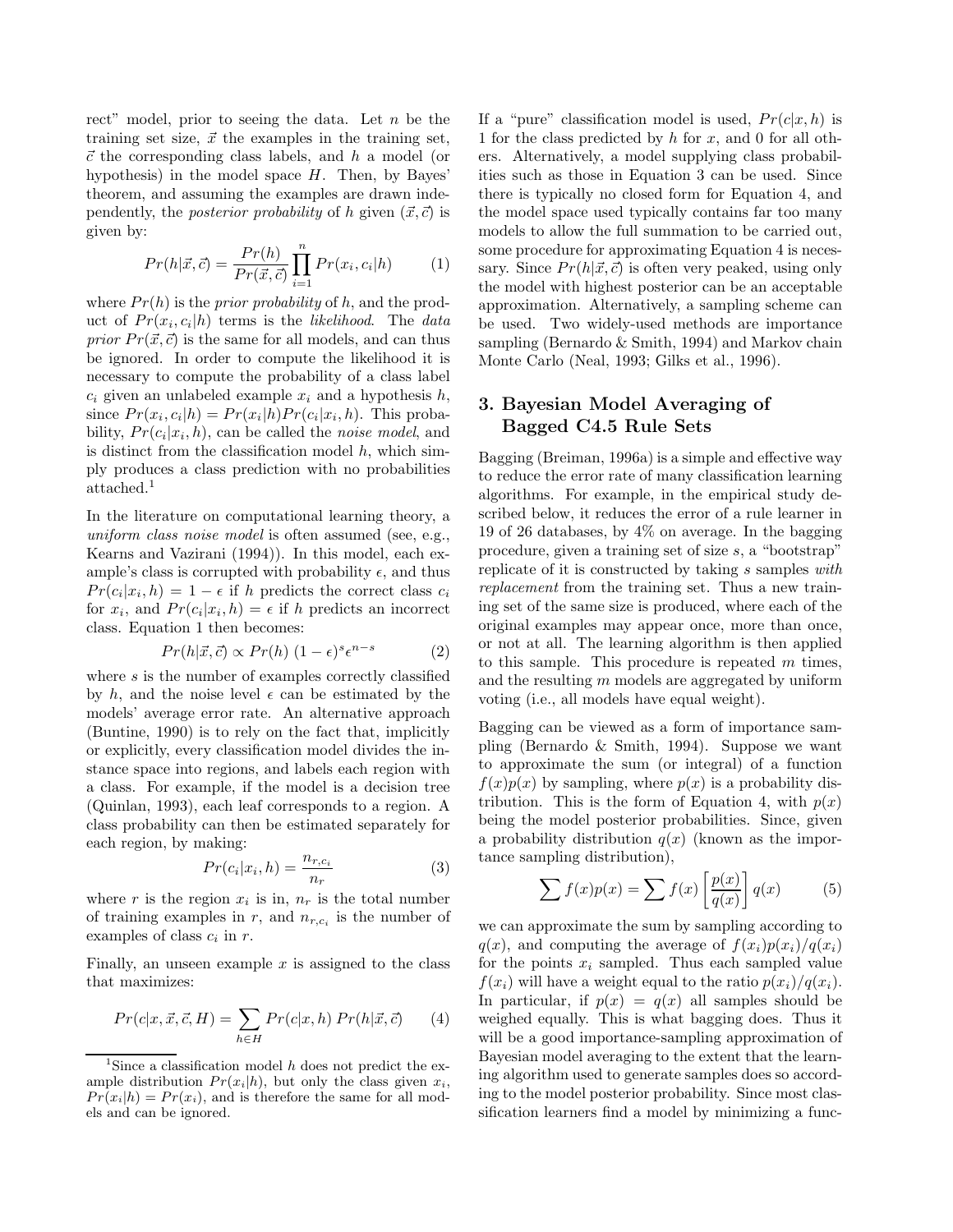rect" model, prior to seeing the data. Let $n$ be the training set size, $\vec{x}$ the examples in the training set, $\vec{c}$ the corresponding class labels, and $h$ a model (or hypothesis) in the model space $H$. Then, by Bayes' theorem, and assuming the examples are drawn independently, the *posterior probability* of $h$ given $(\vec{x}, \vec{c})$ is given by:

$$Pr(h|\vec{x}, \vec{c}) = \frac{Pr(h)}{Pr(\vec{x}, \vec{c})} \prod_{i=1}^{n} Pr(x_i, c_i|h) \tag{1}$$

where $Pr(h)$ is the *prior probability* of $h$, and the product of $Pr(x_i, c_i|h)$ terms is the *likelihood*. The *data prior* $Pr(\vec{x}, \vec{c})$ is the same for all models, and can thus be ignored. In order to compute the likelihood it is necessary to compute the probability of a class label $c_i$ given an unlabeled example $x_i$ and a hypothesis $h$, since $Pr(x_i, c_i|h) = Pr(x_i|h)Pr(c_i|x_i, h)$. This probability, $Pr(c_i|x_i, h)$, can be called the *noise model*, and is distinct from the classification model $h$, which simply produces a class prediction with no probabilities attached.[1]

In the literature on computational learning theory, a *uniform class noise model* is often assumed (see, e.g., Kearns and Vazirani (1994)). In this model, each example's class is corrupted with probability $\epsilon$, and thus $Pr(c_i|x_i, h) = 1 - \epsilon$ if $h$ predicts the correct class $c_i$ for $x_i$, and $Pr(c_i|x_i, h) = \epsilon$ if $h$ predicts an incorrect class. Equation 1 then becomes:

$$Pr(h|\vec{x}, \vec{c}) \propto Pr(h)\ (1 - \epsilon)^s \epsilon^{n-s} \tag{2}$$

where $s$ is the number of examples correctly classified by $h$, and the noise level $\epsilon$ can be estimated by the models' average error rate. An alternative approach (Buntine, 1990) is to rely on the fact that, implicitly or explicitly, every classification model divides the instance space into regions, and labels each region with a class. For example, if the model is a decision tree (Quinlan, 1993), each leaf corresponds to a region. A class probability can then be estimated separately for each region, by making:

$$Pr(c_i|x_i, h) = \frac{n_{r,c_i}}{n_r} \tag{3}$$

where $r$ is the region $x_i$ is in, $n_r$ is the total number of training examples in $r$, and $n_{r,c_i}$ is the number of examples of class $c_i$ in $r$.

Finally, an unseen example $x$ is assigned to the class that maximizes:

$$Pr(c|x, \vec{x}, \vec{c}, H) = \sum_{h \in H} Pr(c|x, h)\ Pr(h|\vec{x}, \vec{c}) \tag{4}$$

If a "pure" classification model is used, $Pr(c|x, h)$ is 1 for the class predicted by $h$ for $x$, and 0 for all others. Alternatively, a model supplying class probabilities such as those in Equation 3 can be used. Since there is typically no closed form for Equation 4, and the model space used typically contains far too many models to allow the full summation to be carried out, some procedure for approximating Equation 4 is necessary. Since $Pr(h|\vec{x}, \vec{c})$ is often very peaked, using only the model with highest posterior can be an acceptable approximation. Alternatively, a sampling scheme can be used. Two widely-used methods are importance sampling (Bernardo & Smith, 1994) and Markov chain Monte Carlo (Neal, 1993; Gilks et al., 1996).

## 3. Bayesian Model Averaging of Bagged C4.5 Rule Sets

Bagging (Breiman, 1996a) is a simple and effective way to reduce the error rate of many classification learning algorithms. For example, in the empirical study described below, it reduces the error of a rule learner in 19 of 26 databases, by 4% on average. In the bagging procedure, given a training set of size $s$, a "bootstrap" replicate of it is constructed by taking $s$ samples *with replacement* from the training set. Thus a new training set of the same size is produced, where each of the original examples may appear once, more than once, or not at all. The learning algorithm is then applied to this sample. This procedure is repeated $m$ times, and the resulting $m$ models are aggregated by uniform voting (i.e., all models have equal weight).

Bagging can be viewed as a form of importance sampling (Bernardo & Smith, 1994). Suppose we want to approximate the sum (or integral) of a function $f(x)p(x)$ by sampling, where $p(x)$ is a probability distribution. This is the form of Equation 4, with $p(x)$ being the model posterior probabilities. Since, given a probability distribution $q(x)$ (known as the importance sampling distribution),

$$\sum f(x)p(x) = \sum f(x) \left[\frac{p(x)}{q(x)}\right] q(x) \tag{5}$$

we can approximate the sum by sampling according to $q(x)$, and computing the average of $f(x_i)p(x_i)/q(x_i)$ for the points $x_i$ sampled. Thus each sampled value $f(x_i)$ will have a weight equal to the ratio $p(x_i)/q(x_i)$. In particular, if $p(x) = q(x)$ all samples should be weighed equally. This is what bagging does. Thus it will be a good importance-sampling approximation of Bayesian model averaging to the extent that the learning algorithm used to generate samples does so according to the model posterior probability. Since most classification learners find a model by minimizing a func-

[1] Since a classification model $h$ does not predict the example distribution $Pr(x_i|h)$, but only the class given $x_i$, $Pr(x_i|h) = Pr(x_i)$, and is therefore the same for all models and can be ignored.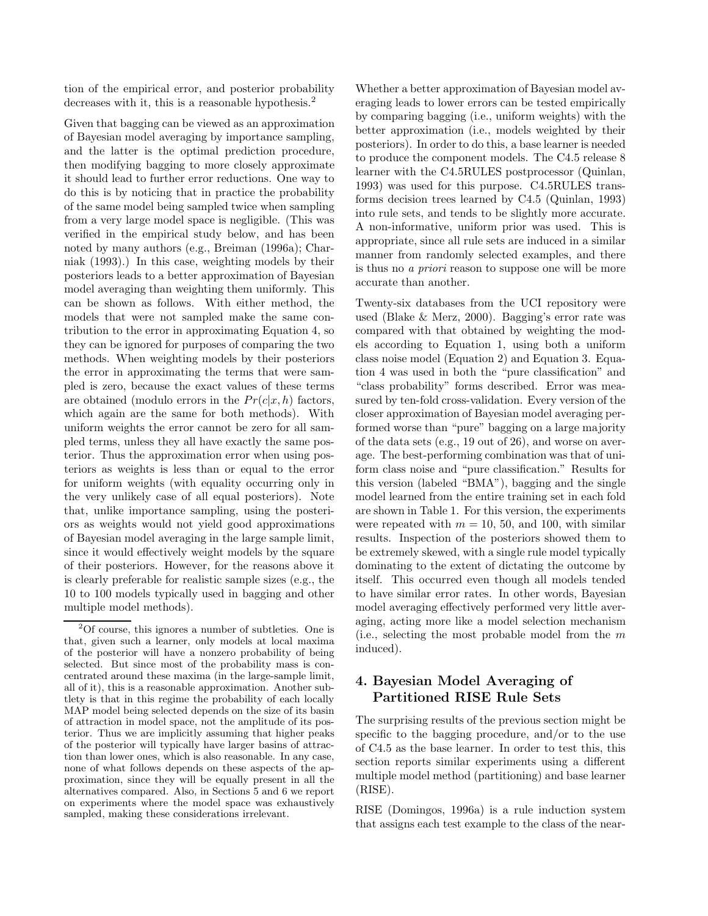tion of the empirical error, and posterior probability decreases with it, this is a reasonable hypothesis.[2]

Given that bagging can be viewed as an approximation of Bayesian model averaging by importance sampling, and the latter is the optimal prediction procedure, then modifying bagging to more closely approximate it should lead to further error reductions. One way to do this is by noticing that in practice the probability of the same model being sampled twice when sampling from a very large model space is negligible. (This was verified in the empirical study below, and has been noted by many authors (e.g., Breiman (1996a); Charniak (1993).) In this case, weighting models by their posteriors leads to a better approximation of Bayesian model averaging than weighting them uniformly. This can be shown as follows. With either method, the models that were not sampled make the same contribution to the error in approximating Equation 4, so they can be ignored for purposes of comparing the two methods. When weighting models by their posteriors the error in approximating the terms that were sampled is zero, because the exact values of these terms are obtained (modulo errors in the $Pr(c|x, h)$ factors, which again are the same for both methods). With uniform weights the error cannot be zero for all sampled terms, unless they all have exactly the same posterior. Thus the approximation error when using posteriors as weights is less than or equal to the error for uniform weights (with equality occurring only in the very unlikely case of all equal posteriors). Note that, unlike importance sampling, using the posteriors as weights would not yield good approximations of Bayesian model averaging in the large sample limit, since it would effectively weight models by the square of their posteriors. However, for the reasons above it is clearly preferable for realistic sample sizes (e.g., the 10 to 100 models typically used in bagging and other multiple model methods).

Whether a better approximation of Bayesian model averaging leads to lower errors can be tested empirically by comparing bagging (i.e., uniform weights) with the better approximation (i.e., models weighted by their posteriors). In order to do this, a base learner is needed to produce the component models. The C4.5 release 8 learner with the C4.5RULES postprocessor (Quinlan, 1993) was used for this purpose. C4.5RULES transforms decision trees learned by C4.5 (Quinlan, 1993) into rule sets, and tends to be slightly more accurate. A non-informative, uniform prior was used. This is appropriate, since all rule sets are induced in a similar manner from randomly selected examples, and there is thus no *a priori* reason to suppose one will be more accurate than another.

Twenty-six databases from the UCI repository were used (Blake & Merz, 2000). Bagging's error rate was compared with that obtained by weighting the models according to Equation 1, using both a uniform class noise model (Equation 2) and Equation 3. Equation 4 was used in both the "pure classification" and "class probability" forms described. Error was measured by ten-fold cross-validation. Every version of the closer approximation of Bayesian model averaging performed worse than "pure" bagging on a large majority of the data sets (e.g., 19 out of 26), and worse on average. The best-performing combination was that of uniform class noise and "pure classification." Results for this version (labeled "BMA"), bagging and the single model learned from the entire training set in each fold are shown in Table 1. For this version, the experiments were repeated with $m = 10$, 50, and 100, with similar results. Inspection of the posteriors showed them to be extremely skewed, with a single rule model typically dominating to the extent of dictating the outcome by itself. This occurred even though all models tended to have similar error rates. In other words, Bayesian model averaging effectively performed very little averaging, acting more like a model selection mechanism (i.e., selecting the most probable model from the $m$ induced).

## 4. Bayesian Model Averaging of Partitioned RISE Rule Sets

The surprising results of the previous section might be specific to the bagging procedure, and/or to the use of C4.5 as the base learner. In order to test this, this section reports similar experiments using a different multiple model method (partitioning) and base learner (RISE).

RISE (Domingos, 1996a) is a rule induction system that assigns each test example to the class of the near-

[2] Of course, this ignores a number of subtleties. One is that, given such a learner, only models at local maxima of the posterior will have a nonzero probability of being selected. But since most of the probability mass is concentrated around these maxima (in the large-sample limit, all of it), this is a reasonable approximation. Another subtlety is that in this regime the probability of each locally MAP model being selected depends on the size of its basin of attraction in model space, not the amplitude of its posterior. Thus we are implicitly assuming that higher peaks of the posterior will typically have larger basins of attraction than lower ones, which is also reasonable. In any case, none of what follows depends on these aspects of the approximation, since they will be equally present in all the alternatives compared. Also, in Sections 5 and 6 we report on experiments where the model space was exhaustively sampled, making these considerations irrelevant.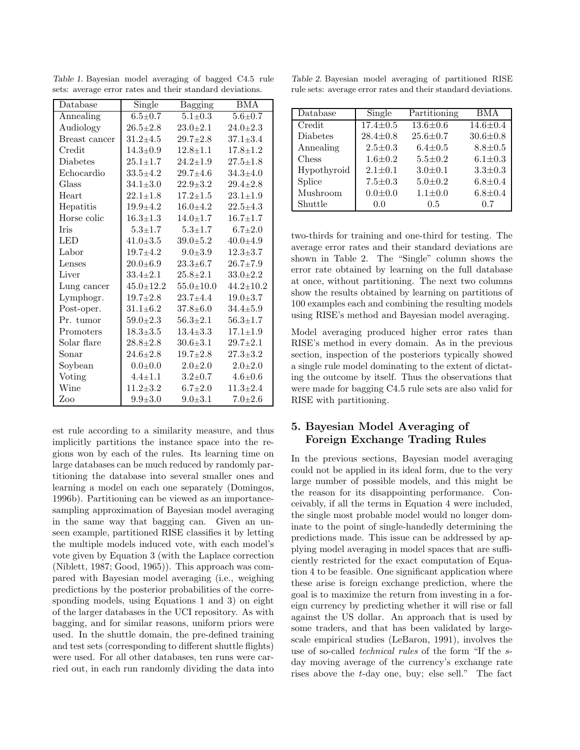*Table 1.* Bayesian model averaging of bagged C4.5 rule sets: average error rates and their standard deviations.

| Database | Single | Bagging | BMA |
|---|---|---|---|
| Annealing | 6.5±0.7 | 5.1±0.3 | 5.6±0.7 |
| Audiology | 26.5±2.8 | 23.0±2.1 | 24.0±2.3 |
| Breast cancer | 31.2±4.5 | 29.7±2.8 | 37.1±3.4 |
| Credit | 14.3±0.9 | 12.8±1.1 | 17.8±1.2 |
| Diabetes | 25.1±1.7 | 24.2±1.9 | 27.5±1.8 |
| Echocardio | 33.5±4.2 | 29.7±4.6 | 34.3±4.0 |
| Glass | 34.1±3.0 | 22.9±3.2 | 29.4±2.8 |
| Heart | 22.1±1.8 | 17.2±1.5 | 23.1±1.9 |
| Hepatitis | 19.9±4.2 | 16.0±4.2 | 22.5±4.3 |
| Horse colic | 16.3±1.3 | 14.0±1.7 | 16.7±1.7 |
| Iris | 5.3±1.7 | 5.3±1.7 | 6.7±2.0 |
| LED | 41.0±3.5 | 39.0±5.2 | 40.0±4.9 |
| Labor | 19.7±4.2 | 9.0±3.9 | 12.3±3.7 |
| Lenses | 20.0±6.9 | 23.3±6.7 | 26.7±7.9 |
| Liver | 33.4±2.1 | 25.8±2.1 | 33.0±2.2 |
| Lung cancer | 45.0±12.2 | 55.0±10.0 | 44.2±10.2 |
| Lymphogr. | 19.7±2.8 | 23.7±4.4 | 19.0±3.7 |
| Post-oper. | 31.1±6.2 | 37.8±6.0 | 34.4±5.9 |
| Pr. tumor | 59.0±2.3 | 56.3±2.1 | 56.3±1.7 |
| Promoters | 18.3±3.5 | 13.4±3.3 | 17.1±1.9 |
| Solar flare | 28.8±2.8 | 30.6±3.1 | 29.7±2.1 |
| Sonar | 24.6±2.8 | 19.7±2.8 | 27.3±3.2 |
| Soybean | 0.0±0.0 | 2.0±2.0 | 2.0±2.0 |
| Voting | 4.4±1.1 | 3.2±0.7 | 4.6±0.6 |
| Wine | 11.2±3.2 | 6.7±2.0 | 11.3±2.4 |
| Zoo | 9.9±3.0 | 9.0±3.1 | 7.0±2.6 |

est rule according to a similarity measure, and thus implicitly partitions the instance space into the regions won by each of the rules. Its learning time on large databases can be much reduced by randomly partitioning the database into several smaller ones and learning a model on each one separately (Domingos, 1996b). Partitioning can be viewed as an importance-sampling approximation of Bayesian model averaging in the same way that bagging can. Given an unseen example, partitioned RISE classifies it by letting the multiple models induced vote, with each model's vote given by Equation 3 (with the Laplace correction (Niblett, 1987; Good, 1965)). This approach was compared with Bayesian model averaging (i.e., weighing predictions by the posterior probabilities of the corresponding models, using Equations 1 and 3) on eight of the larger databases in the UCI repository. As with bagging, and for similar reasons, uniform priors were used. In the shuttle domain, the pre-defined training and test sets (corresponding to different shuttle flights) were used. For all other databases, ten runs were carried out, in each run randomly dividing the data into two-thirds for training and one-third for testing. The average error rates and their standard deviations are shown in Table 2. The "Single" column shows the error rate obtained by learning on the full database at once, without partitioning. The next two columns show the results obtained by learning on partitions of 100 examples each and combining the resulting models using RISE's method and Bayesian model averaging.

*Table 2.* Bayesian model averaging of partitioned RISE rule sets: average error rates and their standard deviations.

| Database | Single | Partitioning | BMA |
|---|---|---|---|
| Credit | 17.4±0.5 | 13.6±0.6 | 14.6±0.4 |
| Diabetes | 28.4±0.8 | 25.6±0.7 | 30.6±0.8 |
| Annealing | 2.5±0.3 | 6.4±0.5 | 8.8±0.5 |
| Chess | 1.6±0.2 | 5.5±0.2 | 6.1±0.3 |
| Hypothyroid | 2.1±0.1 | 3.0±0.1 | 3.3±0.3 |
| Splice | 7.5±0.3 | 5.0±0.2 | 6.8±0.4 |
| Mushroom | 0.0±0.0 | 1.1±0.0 | 6.8±0.4 |
| Shuttle | 0.0 | 0.5 | 0.7 |

Model averaging produced higher error rates than RISE's method in every domain. As in the previous section, inspection of the posteriors typically showed a single rule model dominating to the extent of dictating the outcome by itself. Thus the observations that were made for bagging C4.5 rule sets are also valid for RISE with partitioning.

## 5. Bayesian Model Averaging of Foreign Exchange Trading Rules

In the previous sections, Bayesian model averaging could not be applied in its ideal form, due to the very large number of possible models, and this might be the reason for its disappointing performance. Conceivably, if all the terms in Equation 4 were included, the single most probable model would no longer dominate to the point of single-handedly determining the predictions made. This issue can be addressed by applying model averaging in model spaces that are sufficiently restricted for the exact computation of Equation 4 to be feasible. One significant application where these arise is foreign exchange prediction, where the goal is to maximize the return from investing in a foreign currency by predicting whether it will rise or fall against the US dollar. An approach that is used by some traders, and that has been validated by large-scale empirical studies (LeBaron, 1991), involves the use of so-called *technical rules* of the form "If the $s$-day moving average of the currency's exchange rate rises above the $t$-day one, buy; else sell." The fact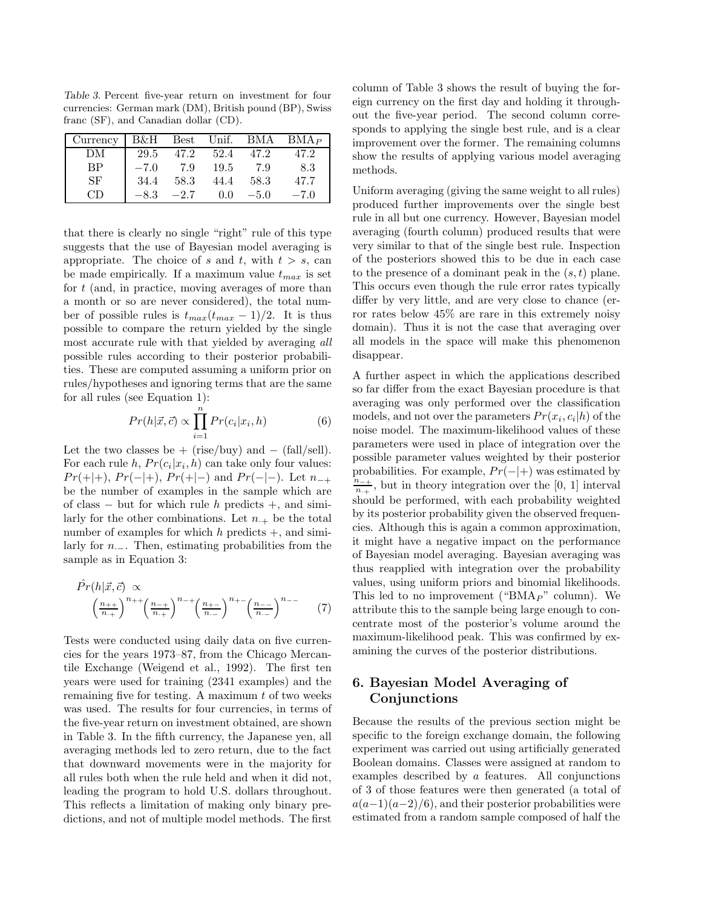Table 3. Percent five-year return on investment for four currencies: German mark (DM), British pound (BP), Swiss franc (SF), and Canadian dollar (CD).

| Currency | B&H | Best | Unif. | BMA | BMA$_P$ |
|---|---|---|---|---|---|
| DM | 29.5 | 47.2 | 52.4 | 47.2 | 47.2 |
| BP | −7.0 | 7.9 | 19.5 | 7.9 | 8.3 |
| SF | 34.4 | 58.3 | 44.4 | 58.3 | 47.7 |
| CD | −8.3 | −2.7 | 0.0 | −5.0 | −7.0 |

that there is clearly no single "right" rule of this type suggests that the use of Bayesian model averaging is appropriate. The choice of $s$ and $t$, with $t > s$, can be made empirically. If a maximum value $t_{max}$ is set for $t$ (and, in practice, moving averages of more than a month or so are never considered), the total number of possible rules is $t_{max}(t_{max} - 1)/2$. It is thus possible to compare the return yielded by the single most accurate rule with that yielded by averaging *all* possible rules according to their posterior probabilities. These are computed assuming a uniform prior on rules/hypotheses and ignoring terms that are the same for all rules (see Equation 1):

$$Pr(h|\vec{x}, \vec{c}) \propto \prod_{i=1}^{n} Pr(c_i|x_i, h) \tag{6}$$

Let the two classes be + (rise/buy) and − (fall/sell). For each rule $h$, $Pr(c_i|x_i, h)$ can take only four values: $Pr(+|+)$, $Pr(-|+)$, $Pr(+|-)$ and $Pr(-|-)$. Let $n_{-+}$ be the number of examples in the sample which are of class − but for which rule $h$ predicts +, and similarly for the other combinations. Let $n_{\cdot+}$ be the total number of examples for which $h$ predicts +, and similarly for $n_{\cdot-}$. Then, estimating probabilities from the sample as in Equation 3:

$$\hat{Pr}(h|\vec{x}, \vec{c}) \propto \left(\frac{n_{++}}{n_{\cdot+}}\right)^{n_{++}} \left(\frac{n_{-+}}{n_{\cdot+}}\right)^{n_{-+}} \left(\frac{n_{+-}}{n_{\cdot-}}\right)^{n_{+-}} \left(\frac{n_{--}}{n_{\cdot-}}\right)^{n_{--}} \tag{7}$$

Tests were conducted using daily data on five currencies for the years 1973–87, from the Chicago Mercantile Exchange (Weigend et al., 1992). The first ten years were used for training (2341 examples) and the remaining five for testing. A maximum $t$ of two weeks was used. The results for four currencies, in terms of the five-year return on investment obtained, are shown in Table 3. In the fifth currency, the Japanese yen, all averaging methods led to zero return, due to the fact that downward movements were in the majority for all rules both when the rule held and when it did not, leading the program to hold U.S. dollars throughout. This reflects a limitation of making only binary predictions, and not of multiple model methods. The first column of Table 3 shows the result of buying the foreign currency on the first day and holding it throughout the five-year period. The second column corresponds to applying the single best rule, and is a clear improvement over the former. The remaining columns show the results of applying various model averaging methods.

Uniform averaging (giving the same weight to all rules) produced further improvements over the single best rule in all but one currency. However, Bayesian model averaging (fourth column) produced results that were very similar to that of the single best rule. Inspection of the posteriors showed this to be due in each case to the presence of a dominant peak in the $(s, t)$ plane. This occurs even though the rule error rates typically differ by very little, and are very close to chance (error rates below 45% are rare in this extremely noisy domain). Thus it is not the case that averaging over all models in the space will make this phenomenon disappear.

A further aspect in which the applications described so far differ from the exact Bayesian procedure is that averaging was only performed over the classification models, and not over the parameters $Pr(x_i, c_i|h)$ of the noise model. The maximum-likelihood values of these parameters were used in place of integration over the possible parameter values weighted by their posterior probabilities. For example, $Pr(-|+)$ was estimated by $\frac{n_{-+}}{n_{\cdot+}}$, but in theory integration over the [0, 1] interval should be performed, with each probability weighted by its posterior probability given the observed frequencies. Although this is again a common approximation, it might have a negative impact on the performance of Bayesian model averaging. Bayesian averaging was thus reapplied with integration over the probability values, using uniform priors and binomial likelihoods. This led to no improvement ("BMA$_P$" column). We attribute this to the sample being large enough to concentrate most of the posterior's volume around the maximum-likelihood peak. This was confirmed by examining the curves of the posterior distributions.

## 6. Bayesian Model Averaging of Conjunctions

Because the results of the previous section might be specific to the foreign exchange domain, the following experiment was carried out using artificially generated Boolean domains. Classes were assigned at random to examples described by $a$ features. All conjunctions of 3 of those features were then generated (a total of $a(a-1)(a-2)/6$), and their posterior probabilities were estimated from a random sample composed of half the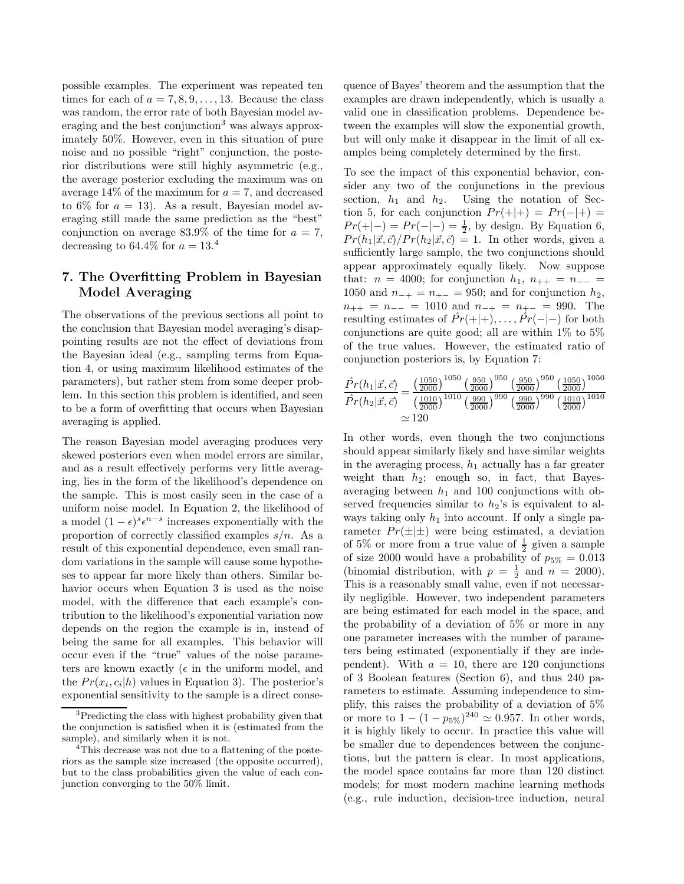possible examples. The experiment was repeated ten times for each of $a = 7, 8, 9, \ldots, 13$. Because the class was random, the error rate of both Bayesian model averaging and the best conjunction[3] was always approximately 50%. However, even in this situation of pure noise and no possible "right" conjunction, the posterior distributions were still highly asymmetric (e.g., the average posterior excluding the maximum was on average 14% of the maximum for $a = 7$, and decreased to 6% for $a = 13$). As a result, Bayesian model averaging still made the same prediction as the "best" conjunction on average 83.9% of the time for $a = 7$, decreasing to 64.4% for $a = 13$.[4]

## 7. The Overfitting Problem in Bayesian Model Averaging

The observations of the previous sections all point to the conclusion that Bayesian model averaging's disappointing results are not the effect of deviations from the Bayesian ideal (e.g., sampling terms from Equation 4, or using maximum likelihood estimates of the parameters), but rather stem from some deeper problem. In this section this problem is identified, and seen to be a form of overfitting that occurs when Bayesian averaging is applied.

The reason Bayesian model averaging produces very skewed posteriors even when model errors are similar, and as a result effectively performs very little averaging, lies in the form of the likelihood's dependence on the sample. This is most easily seen in the case of a uniform noise model. In Equation 2, the likelihood of a model $(1-\epsilon)^s \epsilon^{n-s}$ increases exponentially with the proportion of correctly classified examples $s/n$. As a result of this exponential dependence, even small random variations in the sample will cause some hypotheses to appear far more likely than others. Similar behavior occurs when Equation 3 is used as the noise model, with the difference that each example's contribution to the likelihood's exponential variation now depends on the region the example is in, instead of being the same for all examples. This behavior will occur even if the "true" values of the noise parameters are known exactly ($\epsilon$ in the uniform model, and the $Pr(x_i, c_i|h)$ values in Equation 3). The posterior's exponential sensitivity to the sample is a direct consequence of Bayes' theorem and the assumption that the examples are drawn independently, which is usually a valid one in classification problems. Dependence between the examples will slow the exponential growth, but will only make it disappear in the limit of all examples being completely determined by the first.

To see the impact of this exponential behavior, consider any two of the conjunctions in the previous section, $h_1$ and $h_2$. Using the notation of Section 5, for each conjunction $Pr(+|+) = Pr(-|+) = Pr(+|-) = Pr(-|-) = \frac{1}{2}$, by design. By Equation 6, $Pr(h_1|\vec{x}, \vec{c})/Pr(h_2|\vec{x}, \vec{c}) = 1$. In other words, given a sufficiently large sample, the two conjunctions should appear approximately equally likely. Now suppose that: $n = 4000$; for conjunction $h_1$, $n_{++} = n_{--} = 1050$ and $n_{-+} = n_{+-} = 950$; and for conjunction $h_2$, $n_{++} = n_{--} = 1010$ and $n_{-+} = n_{+-} = 990$. The resulting estimates of $\hat{Pr}(+|+), \ldots, \hat{Pr}(-|-)$ for both conjunctions are quite good; all are within 1% to 5% of the true values. However, the estimated ratio of conjunction posteriors is, by Equation 7:

$$\frac{\hat{Pr}(h_1|\vec{x}, \vec{c})}{\hat{Pr}(h_2|\vec{x}, \vec{c})} = \frac{\left(\frac{1050}{2000}\right)^{1050} \left(\frac{950}{2000}\right)^{950} \left(\frac{950}{2000}\right)^{950} \left(\frac{1050}{2000}\right)^{1050}}{\left(\frac{1010}{2000}\right)^{1010} \left(\frac{990}{2000}\right)^{990} \left(\frac{990}{2000}\right)^{990} \left(\frac{1010}{2000}\right)^{1010}} \simeq 120$$

In other words, even though the two conjunctions should appear similarly likely and have similar weights in the averaging process, $h_1$ actually has a far greater weight than $h_2$; enough so, in fact, that Bayes-averaging between $h_1$ and 100 conjunctions with observed frequencies similar to $h_2$'s is equivalent to always taking only $h_1$ into account. If only a single parameter $Pr(\pm|\pm)$ were being estimated, a deviation of 5% or more from a true value of $\frac{1}{2}$ given a sample of size 2000 would have a probability of $p_{5\%} = 0.013$ (binomial distribution, with $p = \frac{1}{2}$ and $n = 2000$). This is a reasonably small value, even if not necessarily negligible. However, two independent parameters are being estimated for each model in the space, and the probability of a deviation of 5% or more in any one parameter increases with the number of parameters being estimated (exponentially if they are independent). With $a = 10$, there are 120 conjunctions of 3 Boolean features (Section 6), and thus 240 parameters to estimate. Assuming independence to simplify, this raises the probability of a deviation of 5% or more to $1 - (1 - p_{5\%})^{240} \simeq 0.957$. In other words, it is highly likely to occur. In practice this value will be smaller due to dependences between the conjunctions, but the pattern is clear. In most applications, the model space contains far more than 120 distinct models; for most modern machine learning methods (e.g., rule induction, decision-tree induction, neural

[3] Predicting the class with highest probability given that the conjunction is satisfied when it is (estimated from the sample), and similarly when it is not.

[4] This decrease was not due to a flattening of the posteriors as the sample size increased (the opposite occurred), but to the class probabilities given the value of each conjunction converging to the 50% limit.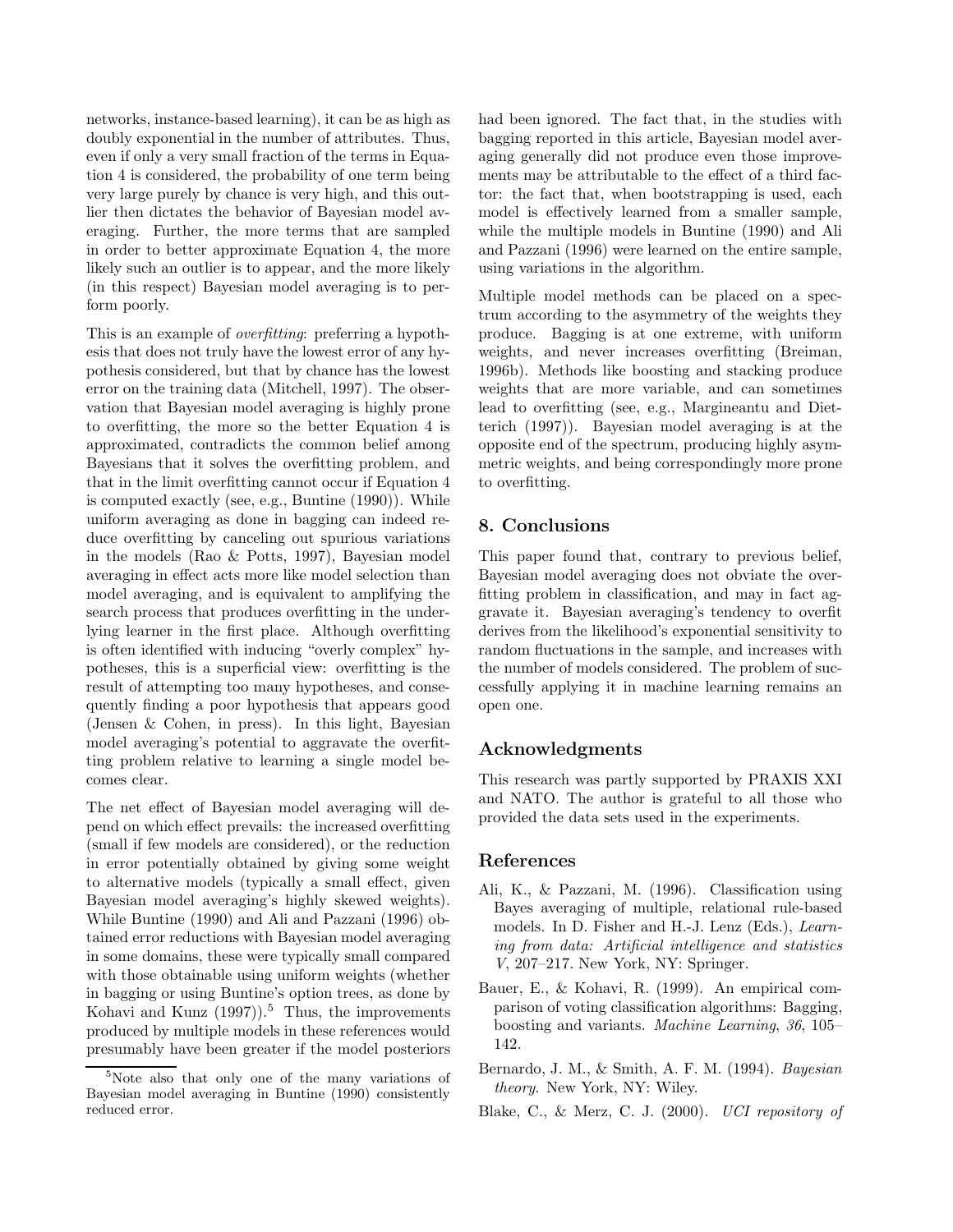networks, instance-based learning), it can be as high as doubly exponential in the number of attributes. Thus, even if only a very small fraction of the terms in Equation 4 is considered, the probability of one term being very large purely by chance is very high, and this outlier then dictates the behavior of Bayesian model averaging. Further, the more terms that are sampled in order to better approximate Equation 4, the more likely such an outlier is to appear, and the more likely (in this respect) Bayesian model averaging is to perform poorly.

This is an example of *overfitting*: preferring a hypothesis that does not truly have the lowest error of any hypothesis considered, but that by chance has the lowest error on the training data (Mitchell, 1997). The observation that Bayesian model averaging is highly prone to overfitting, the more so the better Equation 4 is approximated, contradicts the common belief among Bayesians that it solves the overfitting problem, and that in the limit overfitting cannot occur if Equation 4 is computed exactly (see, e.g., Buntine (1990)). While uniform averaging as done in bagging can indeed reduce overfitting by canceling out spurious variations in the models (Rao & Potts, 1997), Bayesian model averaging in effect acts more like model selection than model averaging, and is equivalent to amplifying the search process that produces overfitting in the underlying learner in the first place. Although overfitting is often identified with inducing "overly complex" hypotheses, this is a superficial view: overfitting is the result of attempting too many hypotheses, and consequently finding a poor hypothesis that appears good (Jensen & Cohen, in press). In this light, Bayesian model averaging's potential to aggravate the overfitting problem relative to learning a single model becomes clear.

The net effect of Bayesian model averaging will depend on which effect prevails: the increased overfitting (small if few models are considered), or the reduction in error potentially obtained by giving some weight to alternative models (typically a small effect, given Bayesian model averaging's highly skewed weights). While Buntine (1990) and Ali and Pazzani (1996) obtained error reductions with Bayesian model averaging in some domains, these were typically small compared with those obtainable using uniform weights (whether in bagging or using Buntine's option trees, as done by Kohavi and Kunz (1997)).[5] Thus, the improvements produced by multiple models in these references would presumably have been greater if the model posteriors had been ignored. The fact that, in the studies with bagging reported in this article, Bayesian model averaging generally did not produce even those improvements may be attributable to the effect of a third factor: the fact that, when bootstrapping is used, each model is effectively learned from a smaller sample, while the multiple models in Buntine (1990) and Ali and Pazzani (1996) were learned on the entire sample, using variations in the algorithm.

[5] Note also that only one of the many variations of Bayesian model averaging in Buntine (1990) consistently reduced error.

Multiple model methods can be placed on a spectrum according to the asymmetry of the weights they produce. Bagging is at one extreme, with uniform weights, and never increases overfitting (Breiman, 1996b). Methods like boosting and stacking produce weights that are more variable, and can sometimes lead to overfitting (see, e.g., Margineantu and Dietterich (1997)). Bayesian model averaging is at the opposite end of the spectrum, producing highly asymmetric weights, and being correspondingly more prone to overfitting.

## 8. Conclusions

This paper found that, contrary to previous belief, Bayesian model averaging does not obviate the overfitting problem in classification, and may in fact aggravate it. Bayesian averaging's tendency to overfit derives from the likelihood's exponential sensitivity to random fluctuations in the sample, and increases with the number of models considered. The problem of successfully applying it in machine learning remains an open one.

## Acknowledgments

This research was partly supported by PRAXIS XXI and NATO. The author is grateful to all those who provided the data sets used in the experiments.

## References

Ali, K., & Pazzani, M. (1996). Classification using Bayes averaging of multiple, relational rule-based models. In D. Fisher and H.-J. Lenz (Eds.), *Learning from data: Artificial intelligence and statistics V*, 207–217. New York, NY: Springer.

Bauer, E., & Kohavi, R. (1999). An empirical comparison of voting classification algorithms: Bagging, boosting and variants. *Machine Learning*, *36*, 105–142.

Bernardo, J. M., & Smith, A. F. M. (1994). *Bayesian theory*. New York, NY: Wiley.

Blake, C., & Merz, C. J. (2000). *UCI repository of*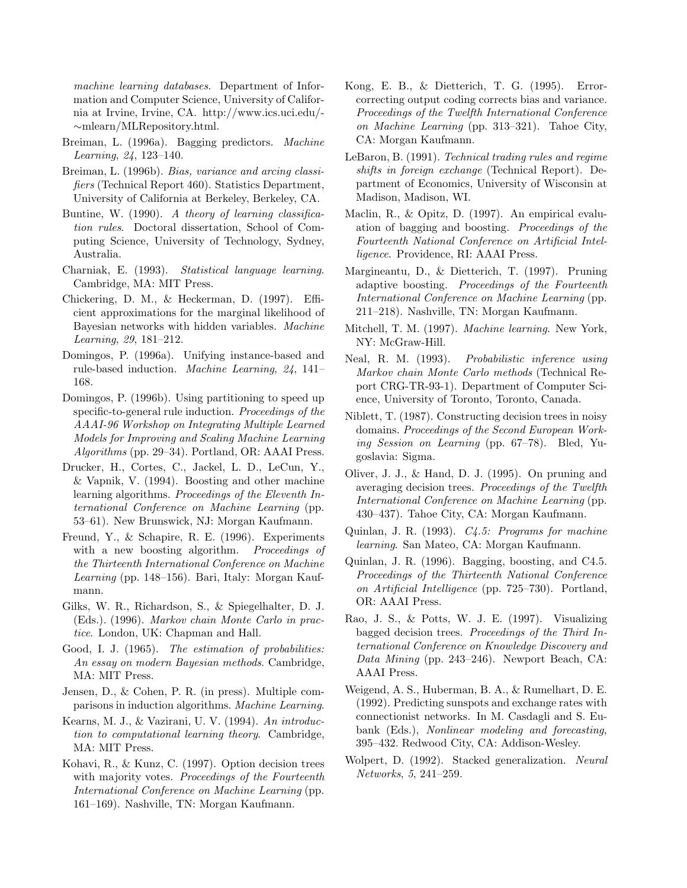*machine learning databases*. Department of Information and Computer Science, University of California at Irvine, Irvine, CA. http://www.ics.uci.edu/~mlearn/MLRepository.html.

Breiman, L. (1996a). Bagging predictors. *Machine Learning*, *24*, 123–140.

Breiman, L. (1996b). *Bias, variance and arcing classifiers* (Technical Report 460). Statistics Department, University of California at Berkeley, Berkeley, CA.

Buntine, W. (1990). *A theory of learning classification rules*. Doctoral dissertation, School of Computing Science, University of Technology, Sydney, Australia.

Charniak, E. (1993). *Statistical language learning*. Cambridge, MA: MIT Press.

Chickering, D. M., & Heckerman, D. (1997). Efficient approximations for the marginal likelihood of Bayesian networks with hidden variables. *Machine Learning*, *29*, 181–212.

Domingos, P. (1996a). Unifying instance-based and rule-based induction. *Machine Learning*, *24*, 141–168.

Domingos, P. (1996b). Using partitioning to speed up specific-to-general rule induction. *Proceedings of the AAAI-96 Workshop on Integrating Multiple Learned Models for Improving and Scaling Machine Learning Algorithms* (pp. 29–34). Portland, OR: AAAI Press.

Drucker, H., Cortes, C., Jackel, L. D., LeCun, Y., & Vapnik, V. (1994). Boosting and other machine learning algorithms. *Proceedings of the Eleventh International Conference on Machine Learning* (pp. 53–61). New Brunswick, NJ: Morgan Kaufmann.

Freund, Y., & Schapire, R. E. (1996). Experiments with a new boosting algorithm. *Proceedings of the Thirteenth International Conference on Machine Learning* (pp. 148–156). Bari, Italy: Morgan Kaufmann.

Gilks, W. R., Richardson, S., & Spiegelhalter, D. J. (Eds.). (1996). *Markov chain Monte Carlo in practice*. London, UK: Chapman and Hall.

Good, I. J. (1965). *The estimation of probabilities: An essay on modern Bayesian methods*. Cambridge, MA: MIT Press.

Jensen, D., & Cohen, P. R. (in press). Multiple comparisons in induction algorithms. *Machine Learning*.

Kearns, M. J., & Vazirani, U. V. (1994). *An introduction to computational learning theory*. Cambridge, MA: MIT Press.

Kohavi, R., & Kunz, C. (1997). Option decision trees with majority votes. *Proceedings of the Fourteenth International Conference on Machine Learning* (pp. 161–169). Nashville, TN: Morgan Kaufmann.

Kong, E. B., & Dietterich, T. G. (1995). Error-correcting output coding corrects bias and variance. *Proceedings of the Twelfth International Conference on Machine Learning* (pp. 313–321). Tahoe City, CA: Morgan Kaufmann.

LeBaron, B. (1991). *Technical trading rules and regime shifts in foreign exchange* (Technical Report). Department of Economics, University of Wisconsin at Madison, Madison, WI.

Maclin, R., & Opitz, D. (1997). An empirical evaluation of bagging and boosting. *Proceedings of the Fourteenth National Conference on Artificial Intelligence*. Providence, RI: AAAI Press.

Margineantu, D., & Dietterich, T. (1997). Pruning adaptive boosting. *Proceedings of the Fourteenth International Conference on Machine Learning* (pp. 211–218). Nashville, TN: Morgan Kaufmann.

Mitchell, T. M. (1997). *Machine learning*. New York, NY: McGraw-Hill.

Neal, R. M. (1993). *Probabilistic inference using Markov chain Monte Carlo methods* (Technical Report CRG-TR-93-1). Department of Computer Science, University of Toronto, Toronto, Canada.

Niblett, T. (1987). Constructing decision trees in noisy domains. *Proceedings of the Second European Working Session on Learning* (pp. 67–78). Bled, Yugoslavia: Sigma.

Oliver, J. J., & Hand, D. J. (1995). On pruning and averaging decision trees. *Proceedings of the Twelfth International Conference on Machine Learning* (pp. 430–437). Tahoe City, CA: Morgan Kaufmann.

Quinlan, J. R. (1993). *C4.5: Programs for machine learning*. San Mateo, CA: Morgan Kaufmann.

Quinlan, J. R. (1996). Bagging, boosting, and C4.5. *Proceedings of the Thirteenth National Conference on Artificial Intelligence* (pp. 725–730). Portland, OR: AAAI Press.

Rao, J. S., & Potts, W. J. E. (1997). Visualizing bagged decision trees. *Proceedings of the Third International Conference on Knowledge Discovery and Data Mining* (pp. 243–246). Newport Beach, CA: AAAI Press.

Weigend, A. S., Huberman, B. A., & Rumelhart, D. E. (1992). Predicting sunspots and exchange rates with connectionist networks. In M. Casdagli and S. Eubank (Eds.), *Nonlinear modeling and forecasting*, 395–432. Redwood City, CA: Addison-Wesley.

Wolpert, D. (1992). Stacked generalization. *Neural Networks*, *5*, 241–259.